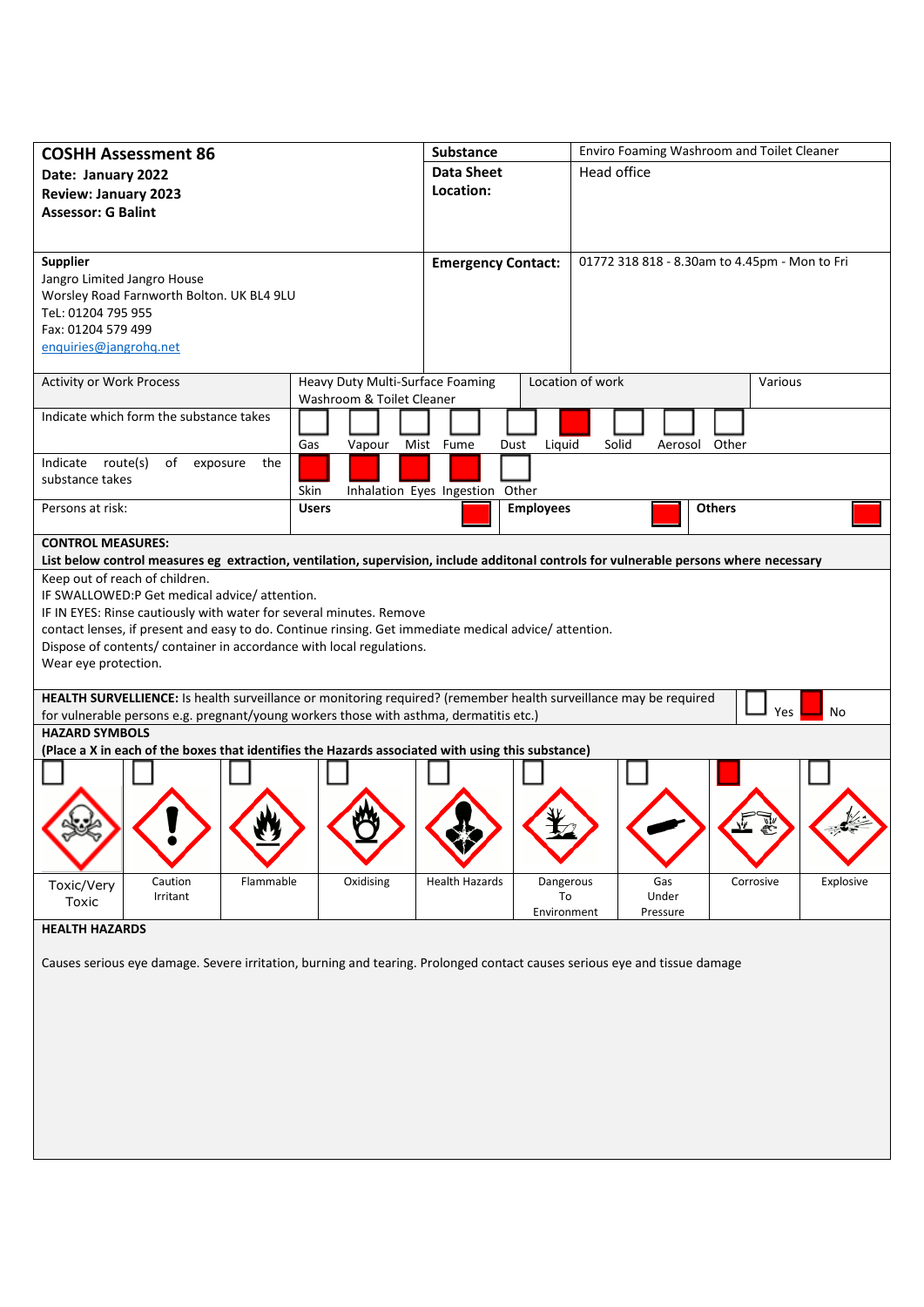| **COSHH Assessment 86**<br>**Date: January 2022**<br>**Review: January 2023**<br>**Assessor: G Balint** | **Substance** | Enviro Foaming Washroom and Toilet Cleaner |
|---|---|---|
| | **Data Sheet Location:** | Head office |
| **Supplier**<br>Jangro Limited Jangro House<br>Worsley Road Farnworth Bolton. UK BL4 9LU<br>TeL: 01204 795 955<br>Fax: 01204 579 499<br>enquiries@jangrohq.net | **Emergency Contact:** | 01772 318 818 - 8.30am to 4.45pm - Mon to Fri |

| Activity or Work Process | Heavy Duty Multi-Surface Foaming Washroom & Toilet Cleaner | Location of work | Various |
|---|---|---|---|

**Indicate which form the substance takes**

| Gas | Vapour | Mist | Fume | Dust | Liquid | Solid | Aerosol | Other |
|---|---|---|---|---|---|---|---|---|
| ☐ | ☐ | ☐ | ☐ | ☐ | ■ | ☐ | ☐ | ☐ |

**Indicate route(s) of exposure the substance takes**

| Skin | Inhalation | Eyes | Ingestion | Other |
|---|---|---|---|---|
| ■ | ■ | ■ | ■ | ☐ |

**Persons at risk:**

| Users | Employees | Others |
|---|---|---|
| ■ | ■ | ■ |

**CONTROL MEASURES:**

**List below control measures eg extraction, ventilation, supervision, include additonal controls for vulnerable persons where necessary**

Keep out of reach of children.
IF SWALLOWED:P Get medical advice/ attention.
IF IN EYES: Rinse cautiously with water for several minutes. Remove
contact lenses, if present and easy to do. Continue rinsing. Get immediate medical advice/ attention.
Dispose of contents/ container in accordance with local regulations.
Wear eye protection.

**HEALTH SURVELLIENCE:** Is health surveillance or monitoring required? (remember health surveillance may be required for vulnerable persons e.g. pregnant/young workers those with asthma, dermatitis etc.) ☐ Yes ■ No

**HAZARD SYMBOLS**

**(Place a X in each of the boxes that identifies the Hazards associated with using this substance)**

| Toxic/Very Toxic | Caution Irritant | Flammable | Oxidising | Health Hazards | Dangerous To Environment | Gas Under Pressure | Corrosive | Explosive |
|---|---|---|---|---|---|---|---|---|
| ☐ | ☐ | ☐ | ☐ | ☐ | ☐ | ☐ | ■ | ☐ |

**HEALTH HAZARDS**

Causes serious eye damage. Severe irritation, burning and tearing. Prolonged contact causes serious eye and tissue damage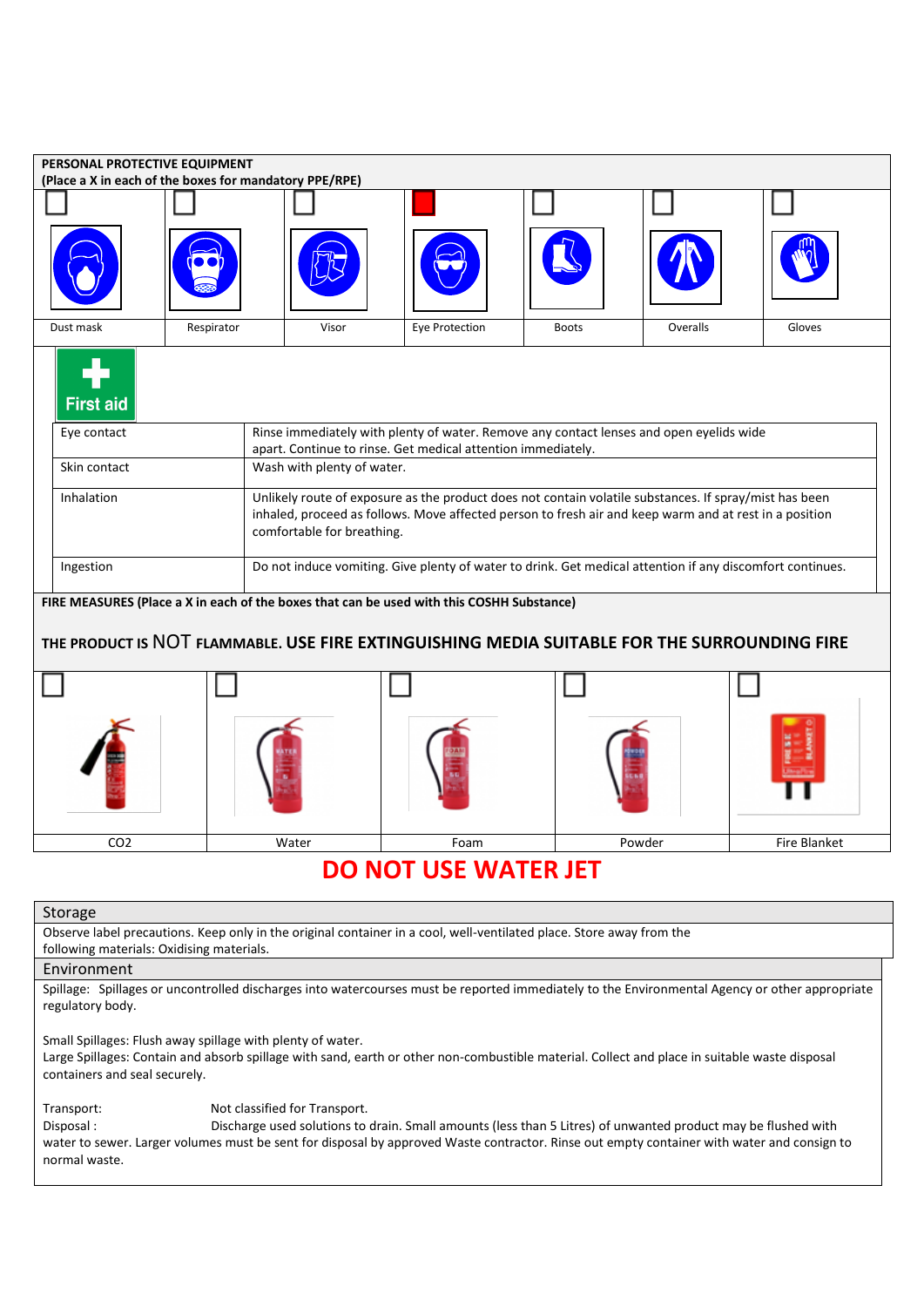## PERSONAL PROTECTIVE EQUIPMENT

**(Place a X in each of the boxes for mandatory PPE/RPE)**

| Dust mask | Respirator | Visor | Eye Protection | Boots | Overalls | Gloves |
|---|---|---|---|---|---|---|
| ☐ | ☐ | ☐ | ■ | ☐ | ☐ | ☐ |

## First aid

| | |
|---|---|
| Eye contact | Rinse immediately with plenty of water. Remove any contact lenses and open eyelids wide apart. Continue to rinse. Get medical attention immediately. |
| Skin contact | Wash with plenty of water. |
| Inhalation | Unlikely route of exposure as the product does not contain volatile substances. If spray/mist has been inhaled, proceed as follows. Move affected person to fresh air and keep warm and at rest in a position comfortable for breathing. |
| Ingestion | Do not induce vomiting. Give plenty of water to drink. Get medical attention if any discomfort continues. |

## FIRE MEASURES (Place a X in each of the boxes that can be used with this COSHH Substance)

**THE PRODUCT IS NOT FLAMMABLE. USE FIRE EXTINGUISHING MEDIA SUITABLE FOR THE SURROUNDING FIRE**

| CO2 | Water | Foam | Powder | Fire Blanket |
|---|---|---|---|---|
| ☐ | ☐ | ☐ | ☐ | ☐ |

**DO NOT USE WATER JET**

## Storage

Observe label precautions. Keep only in the original container in a cool, well-ventilated place. Store away from the following materials: Oxidising materials.

## Environment

Spillage: Spillages or uncontrolled discharges into watercourses must be reported immediately to the Environmental Agency or other appropriate regulatory body.

Small Spillages: Flush away spillage with plenty of water.
Large Spillages: Contain and absorb spillage with sand, earth or other non-combustible material. Collect and place in suitable waste disposal containers and seal securely.

Transport: Not classified for Transport.
Disposal : Discharge used solutions to drain. Small amounts (less than 5 Litres) of unwanted product may be flushed with water to sewer. Larger volumes must be sent for disposal by approved Waste contractor. Rinse out empty container with water and consign to normal waste.